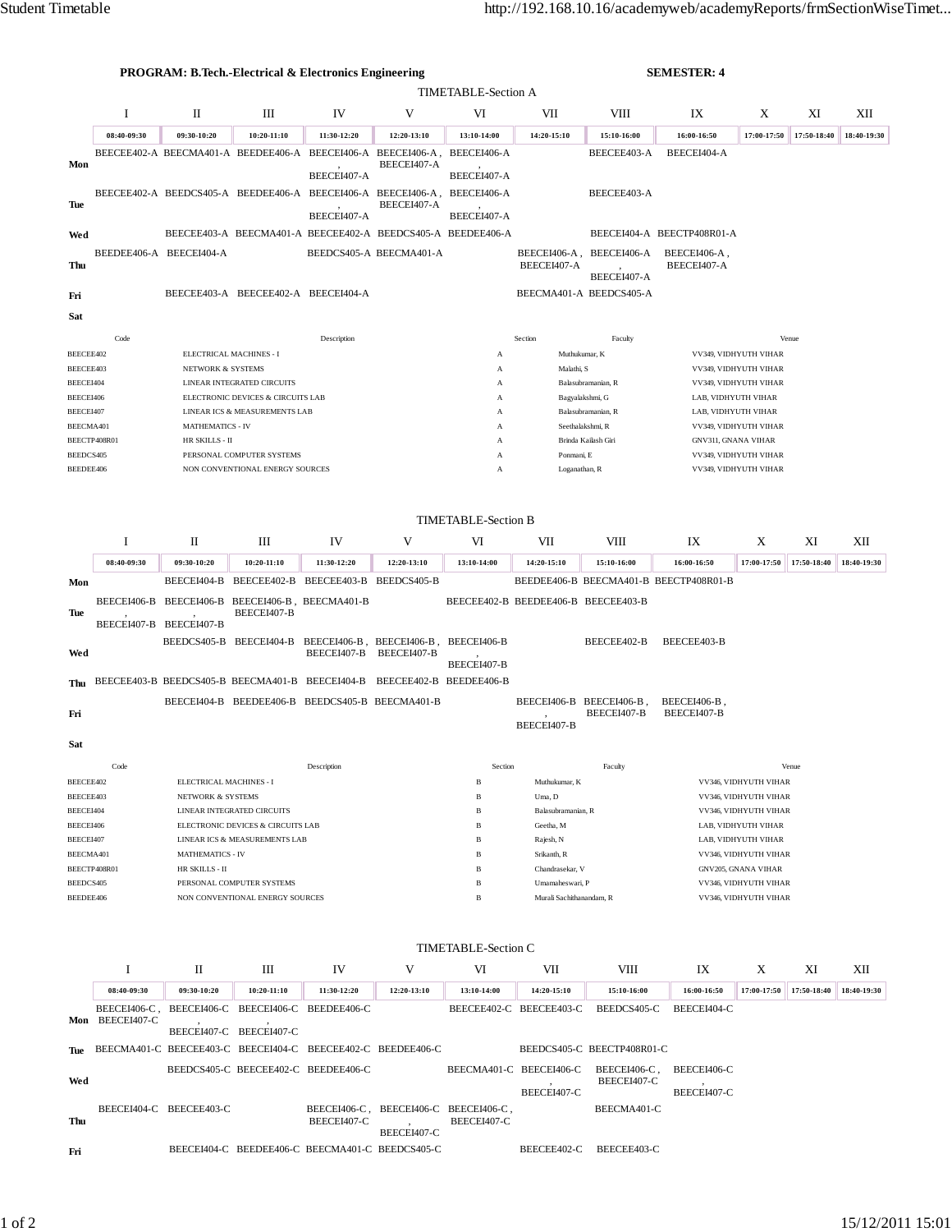**PROGRAM: B.Tech.-Electrical & Electronics Engineering** **SEMESTER: 4**

## TIMETABLE-Section A

| | I | II | III | IV | V | VI | VII | VIII | IX | X | XI | XII |
|---|---|---|---|---|---|---|---|---|---|---|---|---|
| | 08:40-09:30 | 09:30-10:20 | 10:20-11:10 | 11:30-12:20 | 12:20-13:10 | 13:10-14:00 | 14:20-15:10 | 15:10-16:00 | 16:00-16:50 | 17:00-17:50 | 17:50-18:40 | 18:40-19:30 |
| Mon | BEECEE402-A | BEECMA401-A | BEEDEE406-A | BEECEI406-A , BEECEI407-A | BEECEI406-A , BEECEI407-A | BEECEI406-A , BEECEI407-A | | BEECEE403-A | BEECEI404-A | | | |
| Tue | BEECEE402-A | BEEDCS405-A | BEEDEE406-A | BEECEI406-A , BEECEI407-A | BEECEI406-A , BEECEI407-A | BEECEI406-A , BEECEI407-A | | BEECEE403-A | | | | |
| Wed | | BEECEE403-A | BEECMA401-A | BEECEE402-A | BEEDCS405-A | BEEDEE406-A | | BEECEI404-A | BEECTP408R01-A | | | |
| Thu | BEEDEE406-A | BEECEI404-A | | BEEDCS405-A | BEECMA401-A | | BEECEI406-A , BEECEI407-A | BEECEI406-A , BEECEI407-A | BEECEI406-A , BEECEI407-A | | | |
| Fri | | BEECEE403-A | BEECEE402-A | BEECEI404-A | | | BEECMA401-A | BEEDCS405-A | | | | |
| Sat | | | | | | | | | | | | |

| Code | Description | Section | Faculty | Venue |
|---|---|---|---|---|
| BEECEE402 | ELECTRICAL MACHINES - I | A | Muthukumar, K | VV349, VIDHYUTH VIHAR |
| BEECEE403 | NETWORK & SYSTEMS | A | Malathi, S | VV349, VIDHYUTH VIHAR |
| BEECEI404 | LINEAR INTEGRATED CIRCUITS | A | Balasubramanian, R | VV349, VIDHYUTH VIHAR |
| BEECEI406 | ELECTRONIC DEVICES & CIRCUITS LAB | A | Bagyalakshmi, G | LAB, VIDHYUTH VIHAR |
| BEECEI407 | LINEAR ICS & MEASUREMENTS LAB | A | Balasubramanian, R | LAB, VIDHYUTH VIHAR |
| BEECMA401 | MATHEMATICS - IV | A | Seethalakshmi, R | VV349, VIDHYUTH VIHAR |
| BEECTP408R01 | HR SKILLS - II | A | Brinda Kailash Giri | GNV311, GNANA VIHAR |
| BEEDCS405 | PERSONAL COMPUTER SYSTEMS | A | Ponmani, E | VV349, VIDHYUTH VIHAR |
| BEEDEE406 | NON CONVENTIONAL ENERGY SOURCES | A | Loganathan, R | VV349, VIDHYUTH VIHAR |

## TIMETABLE-Section B

| | I | II | III | IV | V | VI | VII | VIII | IX | X | XI | XII |
|---|---|---|---|---|---|---|---|---|---|---|---|---|
| | 08:40-09:30 | 09:30-10:20 | 10:20-11:10 | 11:30-12:20 | 12:20-13:10 | 13:10-14:00 | 14:20-15:10 | 15:10-16:00 | 16:00-16:50 | 17:00-17:50 | 17:50-18:40 | 18:40-19:30 |
| Mon | | BEECEI404-B | BEECEE402-B | BEECEE403-B | BEEDCS405-B | | BEEDEE406-B | BEECMA401-B | BEECTP408R01-B | | | |
| Tue | BEECEI406-B , BEECEI407-B | BEECEI406-B , BEECEI407-B | BEECEI406-B , BEECEI407-B | BEECMA401-B | | BEECEE402-B | BEEDEE406-B | BEECEE403-B | | | | |
| Wed | | BEEDCS405-B | BEECEI404-B | BEECEI406-B , BEECEI407-B | BEECEI406-B , BEECEI407-B | BEECEI406-B , BEECEI407-B | | BEECEE402-B | BEECEE403-B | | | |
| Thu | BEECEE403-B | BEEDCS405-B | BEECMA401-B | BEECEI404-B | BEECEE402-B | BEEDEE406-B | | | | | | |
| Fri | | BEECEI404-B | BEEDEE406-B | BEEDCS405-B | BEECMA401-B | | BEECEI406-B , BEECEI407-B | BEECEI406-B , BEECEI407-B | BEECEI406-B , BEECEI407-B | | | |
| Sat | | | | | | | | | | | | |

| Code | Description | Section | Faculty | Venue |
|---|---|---|---|---|
| BEECEE402 | ELECTRICAL MACHINES - I | B | Muthukumar, K | VV346, VIDHYUTH VIHAR |
| BEECEE403 | NETWORK & SYSTEMS | B | Uma, D | VV346, VIDHYUTH VIHAR |
| BEECEI404 | LINEAR INTEGRATED CIRCUITS | B | Balasubramanian, R | VV346, VIDHYUTH VIHAR |
| BEECEI406 | ELECTRONIC DEVICES & CIRCUITS LAB | B | Geetha, M | LAB, VIDHYUTH VIHAR |
| BEECEI407 | LINEAR ICS & MEASUREMENTS LAB | B | Rajesh, N | LAB, VIDHYUTH VIHAR |
| BEECMA401 | MATHEMATICS - IV | B | Srikanth, R | VV346, VIDHYUTH VIHAR |
| BEECTP408R01 | HR SKILLS - II | B | Chandrasekar, V | GNV205, GNANA VIHAR |
| BEEDCS405 | PERSONAL COMPUTER SYSTEMS | B | Umamaheswari, P | VV346, VIDHYUTH VIHAR |
| BEEDEE406 | NON CONVENTIONAL ENERGY SOURCES | B | Murali Sachithanandam, R | VV346, VIDHYUTH VIHAR |

## TIMETABLE-Section C

| | I | II | III | IV | V | VI | VII | VIII | IX | X | XI | XII |
|---|---|---|---|---|---|---|---|---|---|---|---|---|
| | 08:40-09:30 | 09:30-10:20 | 10:20-11:10 | 11:30-12:20 | 12:20-13:10 | 13:10-14:00 | 14:20-15:10 | 15:10-16:00 | 16:00-16:50 | 17:00-17:50 | 17:50-18:40 | 18:40-19:30 |
| Mon | BEECEI406-C , BEECEI407-C | BEECEI406-C , BEECEI407-C | BEECEI406-C , BEECEI407-C | BEEDEE406-C | | BEECEE402-C | BEECEE403-C | BEEDCS405-C | BEECEI404-C | | | |
| Tue | BEECMA401-C | BEECEE403-C | BEECEI404-C | BEECEE402-C | BEEDEE406-C | | BEEDCS405-C | BEECTP408R01-C | | | | |
| Wed | | BEEDCS405-C | BEECEE402-C | BEEDEE406-C | | BEECMA401-C | BEECEI406-C , BEECEI407-C | BEECEI406-C , BEECEI407-C | BEECEI406-C , BEECEI407-C | | | |
| Thu | BEECEI404-C | BEECEE403-C | | BEECEI406-C , BEECEI407-C | BEECEI406-C , BEECEI407-C | BEECEI406-C , BEECEI407-C | | BEECMA401-C | | | | |
| Fri | | BEECEI404-C | BEEDEE406-C | BEECMA401-C | BEEDCS405-C | | BEECEE402-C | BEECEE403-C | | | | |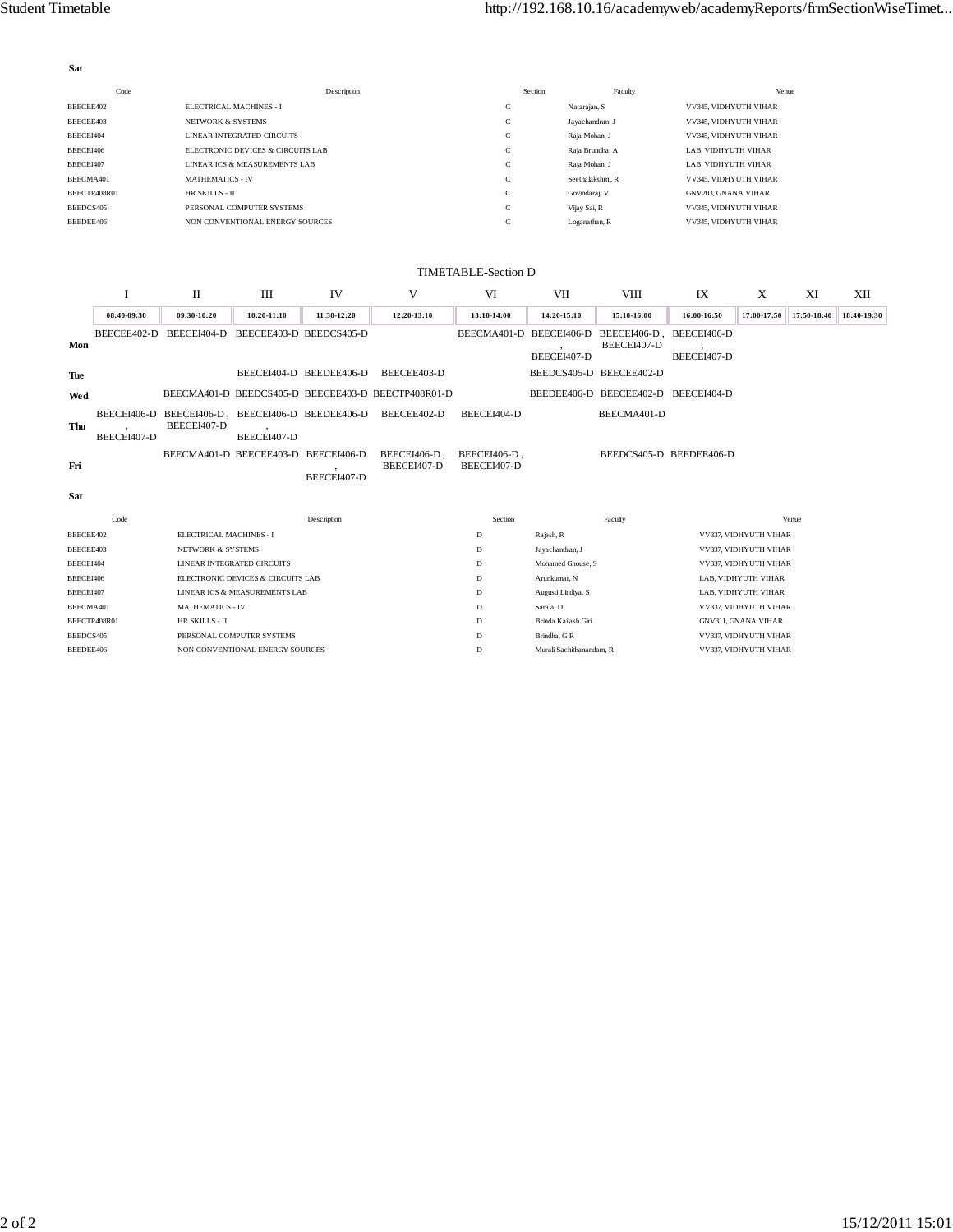**Sat**

| Code | Description | Section | Faculty | Venue |
|---|---|---|---|---|
| BEECEE402 | ELECTRICAL MACHINES - I | C | Natarajan, S | VV345, VIDHYUTH VIHAR |
| BEECEE403 | NETWORK & SYSTEMS | C | Jayachandran, J | VV345, VIDHYUTH VIHAR |
| BEECEI404 | LINEAR INTEGRATED CIRCUITS | C | Raja Mohan, J | VV345, VIDHYUTH VIHAR |
| BEECEI406 | ELECTRONIC DEVICES & CIRCUITS LAB | C | Raja Brundha, A | LAB, VIDHYUTH VIHAR |
| BEECEI407 | LINEAR ICS & MEASUREMENTS LAB | C | Raja Mohan, J | LAB, VIDHYUTH VIHAR |
| BEECMA401 | MATHEMATICS - IV | C | Seethalakshmi, R | VV345, VIDHYUTH VIHAR |
| BEECTP408R01 | HR SKILLS - II | C | Govindaraj, V | GNV203, GNANA VIHAR |
| BEEDCS405 | PERSONAL COMPUTER SYSTEMS | C | Vijay Sai, R | VV345, VIDHYUTH VIHAR |
| BEEDEE406 | NON CONVENTIONAL ENERGY SOURCES | C | Loganathan, R | VV345, VIDHYUTH VIHAR |

## TIMETABLE-Section D

| | I | II | III | IV | V | VI | VII | VIII | IX | X | XI | XII |
|---|---|---|---|---|---|---|---|---|---|---|---|---|
| | 08:40-09:30 | 09:30-10:20 | 10:20-11:10 | 11:30-12:20 | 12:20-13:10 | 13:10-14:00 | 14:20-15:10 | 15:10-16:00 | 16:00-16:50 | 17:00-17:50 | 17:50-18:40 | 18:40-19:30 |
| **Mon** | BEECEE402-D | BEECEI404-D | BEECEE403-D | BEEDCS405-D | | BEECMA401-D | BEECEI406-D , BEECEI407-D | BEECEI406-D , BEECEI407-D | BEECEI406-D , BEECEI407-D | | | |
| **Tue** | | | BEECEI404-D | BEEDEE406-D | BEECEE403-D | | BEEDCS405-D | BEECEE402-D | | | | |
| **Wed** | | BEECMA401-D | BEEDCS405-D | BEECEE403-D | BEECTP408R01-D | | BEEDEE406-D | BEECEE402-D | BEECEI404-D | | | |
| **Thu** | BEECEI406-D , BEECEI407-D | BEECEI406-D , BEECEI407-D | BEECEI406-D , BEECEI407-D | BEEDEE406-D | BEECEE402-D | BEECEI404-D | | BEECMA401-D | | | | |
| **Fri** | | BEECMA401-D | BEECEE403-D | BEECEI406-D , BEECEI407-D | BEECEI406-D , BEECEI407-D | BEECEI406-D , BEECEI407-D | | BEEDCS405-D | BEEDEE406-D | | | |
| **Sat** | | | | | | | | | | | | |

| Code | Description | Section | Faculty | Venue |
|---|---|---|---|---|
| BEECEE402 | ELECTRICAL MACHINES - I | D | Rajesh, R | VV337, VIDHYUTH VIHAR |
| BEECEE403 | NETWORK & SYSTEMS | D | Jayachandran, J | VV337, VIDHYUTH VIHAR |
| BEECEI404 | LINEAR INTEGRATED CIRCUITS | D | Mohamed Ghouse, S | VV337, VIDHYUTH VIHAR |
| BEECEI406 | ELECTRONIC DEVICES & CIRCUITS LAB | D | Arunkumar, N | LAB, VIDHYUTH VIHAR |
| BEECEI407 | LINEAR ICS & MEASUREMENTS LAB | D | Augusti Lindiya, S | LAB, VIDHYUTH VIHAR |
| BEECMA401 | MATHEMATICS - IV | D | Sarala, D | VV337, VIDHYUTH VIHAR |
| BEECTP408R01 | HR SKILLS - II | D | Brinda Kailash Giri | GNV311, GNANA VIHAR |
| BEEDCS405 | PERSONAL COMPUTER SYSTEMS | D | Brindha, G R | VV337, VIDHYUTH VIHAR |
| BEEDEE406 | NON CONVENTIONAL ENERGY SOURCES | D | Murali Sachithanandam, R | VV337, VIDHYUTH VIHAR |